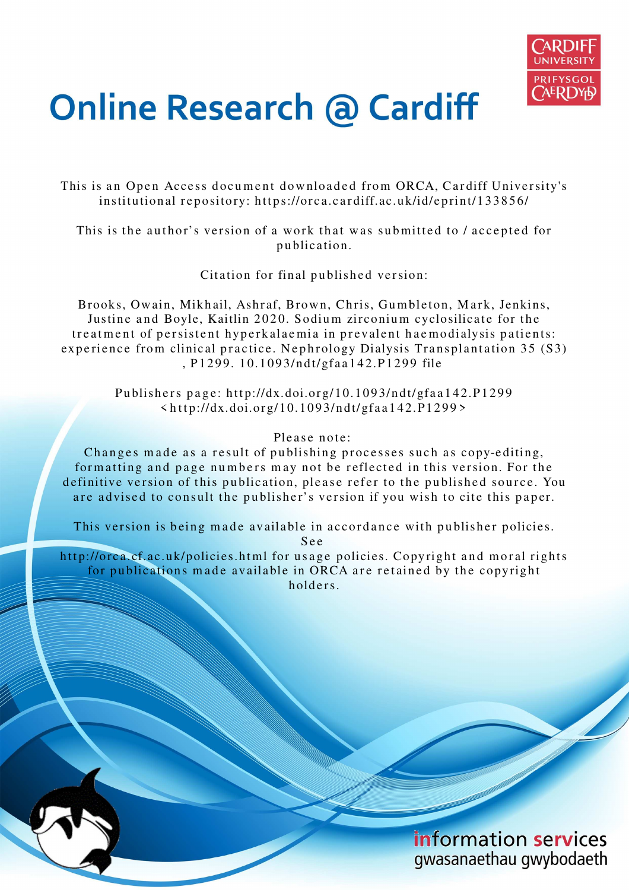# Online Research @ Cardiff

This is an Open Access document downloaded from ORCA, Cardiff University's institutional repository: https://orca.cardiff.ac.uk/id/eprint/133856/

This is the author's version of a work that was submitted to / accepted for publication.

Citation for final published version:

Brooks, Owain, Mikhail, Ashraf, Brown, Chris, Gumbleton, Mark, Jenkins, Justine and Boyle, Kaitlin 2020. Sodium zirconium cyclosilicate for the treatment of persistent hyperkalaemia in prevalent haemodialysis patients: experience from clinical practice. Nephrology Dialysis Transplantation 35 (S3) , P1299. 10.1093/ndt/gfaa142.P1299 file

Publishers page: http://dx.doi.org/10.1093/ndt/gfaa142.P1299 <http://dx.doi.org/10.1093/ndt/gfaa142.P1299>

Please note:
Changes made as a result of publishing processes such as copy-editing, formatting and page numbers may not be reflected in this version. For the definitive version of this publication, please refer to the published source. You are advised to consult the publisher's version if you wish to cite this paper.

This version is being made available in accordance with publisher policies. See http://orca.cf.ac.uk/policies.html for usage policies. Copyright and moral rights for publications made available in ORCA are retained by the copyright holders.

information services
gwasanaethau gwybodaeth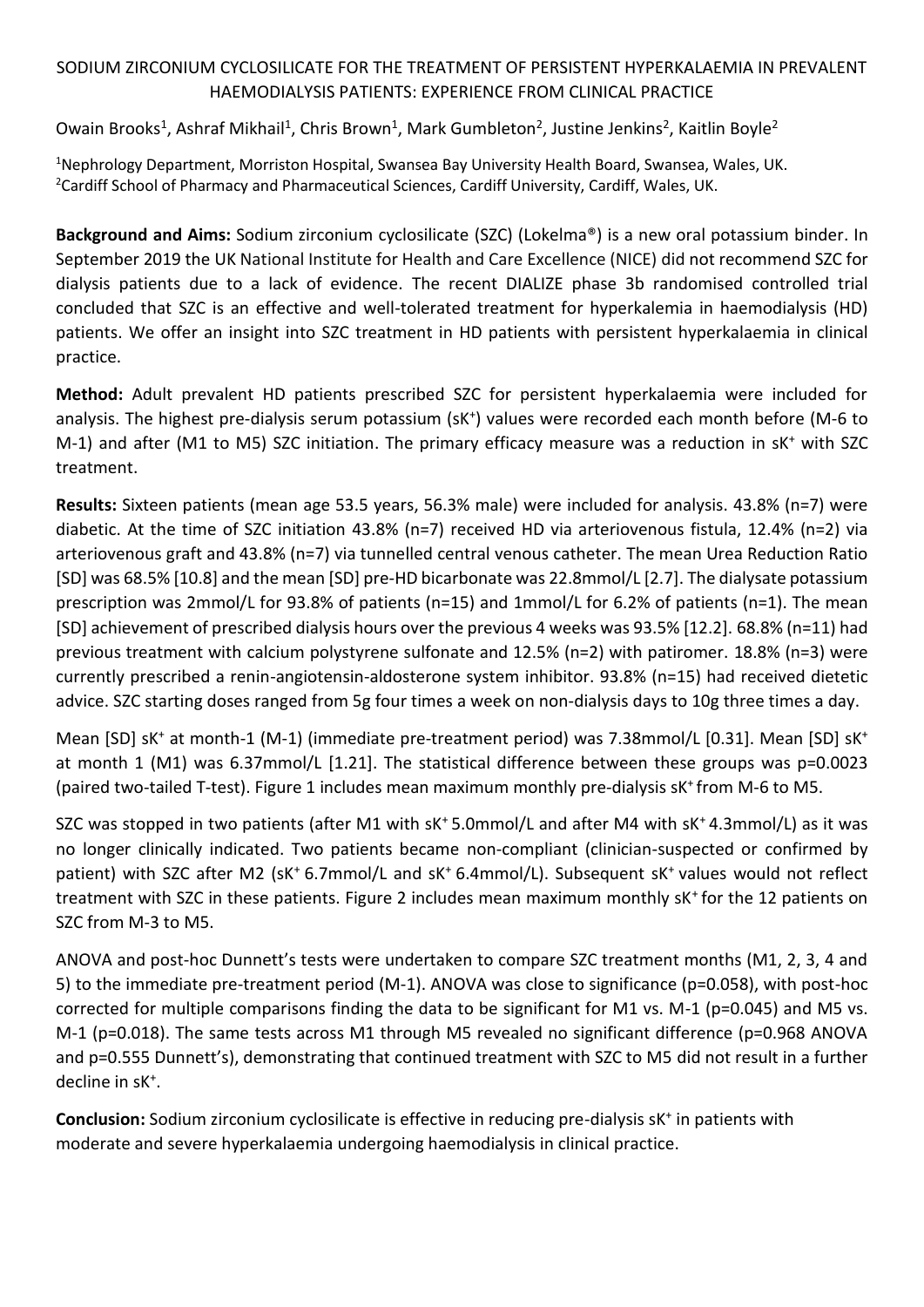# SODIUM ZIRCONIUM CYCLOSILICATE FOR THE TREATMENT OF PERSISTENT HYPERKALAEMIA IN PREVALENT HAEMODIALYSIS PATIENTS: EXPERIENCE FROM CLINICAL PRACTICE

Owain Brooks[1], Ashraf Mikhail[1], Chris Brown[1], Mark Gumbleton[2], Justine Jenkins[2], Kaitlin Boyle[2]

[1]Nephrology Department, Morriston Hospital, Swansea Bay University Health Board, Swansea, Wales, UK.
[2]Cardiff School of Pharmacy and Pharmaceutical Sciences, Cardiff University, Cardiff, Wales, UK.

**Background and Aims:** Sodium zirconium cyclosilicate (SZC) (Lokelma®) is a new oral potassium binder. In September 2019 the UK National Institute for Health and Care Excellence (NICE) did not recommend SZC for dialysis patients due to a lack of evidence. The recent DIALIZE phase 3b randomised controlled trial concluded that SZC is an effective and well-tolerated treatment for hyperkalemia in haemodialysis (HD) patients. We offer an insight into SZC treatment in HD patients with persistent hyperkalaemia in clinical practice.

**Method:** Adult prevalent HD patients prescribed SZC for persistent hyperkalaemia were included for analysis. The highest pre-dialysis serum potassium ($sK^+$) values were recorded each month before (M-6 to M-1) and after (M1 to M5) SZC initiation. The primary efficacy measure was a reduction in $sK^+$ with SZC treatment.

**Results:** Sixteen patients (mean age 53.5 years, 56.3% male) were included for analysis. 43.8% (n=7) were diabetic. At the time of SZC initiation 43.8% (n=7) received HD via arteriovenous fistula, 12.4% (n=2) via arteriovenous graft and 43.8% (n=7) via tunnelled central venous catheter. The mean Urea Reduction Ratio [SD] was 68.5% [10.8] and the mean [SD] pre-HD bicarbonate was 22.8mmol/L [2.7]. The dialysate potassium prescription was 2mmol/L for 93.8% of patients (n=15) and 1mmol/L for 6.2% of patients (n=1). The mean [SD] achievement of prescribed dialysis hours over the previous 4 weeks was 93.5% [12.2]. 68.8% (n=11) had previous treatment with calcium polystyrene sulfonate and 12.5% (n=2) with patiromer. 18.8% (n=3) were currently prescribed a renin-angiotensin-aldosterone system inhibitor. 93.8% (n=15) had received dietetic advice. SZC starting doses ranged from 5g four times a week on non-dialysis days to 10g three times a day.

Mean [SD] $sK^+$ at month-1 (M-1) (immediate pre-treatment period) was 7.38mmol/L [0.31]. Mean [SD] $sK^+$ at month 1 (M1) was 6.37mmol/L [1.21]. The statistical difference between these groups was p=0.0023 (paired two-tailed T-test). Figure 1 includes mean maximum monthly pre-dialysis $sK^+$ from M-6 to M5.

SZC was stopped in two patients (after M1 with $sK^+$ 5.0mmol/L and after M4 with $sK^+$ 4.3mmol/L) as it was no longer clinically indicated. Two patients became non-compliant (clinician-suspected or confirmed by patient) with SZC after M2 ($sK^+$ 6.7mmol/L and $sK^+$ 6.4mmol/L). Subsequent $sK^+$ values would not reflect treatment with SZC in these patients. Figure 2 includes mean maximum monthly $sK^+$ for the 12 patients on SZC from M-3 to M5.

ANOVA and post-hoc Dunnett's tests were undertaken to compare SZC treatment months (M1, 2, 3, 4 and 5) to the immediate pre-treatment period (M-1). ANOVA was close to significance (p=0.058), with post-hoc corrected for multiple comparisons finding the data to be significant for M1 vs. M-1 (p=0.045) and M5 vs. M-1 (p=0.018). The same tests across M1 through M5 revealed no significant difference (p=0.968 ANOVA and p=0.555 Dunnett's), demonstrating that continued treatment with SZC to M5 did not result in a further decline in $sK^+$.

**Conclusion:** Sodium zirconium cyclosilicate is effective in reducing pre-dialysis $sK^+$ in patients with moderate and severe hyperkalaemia undergoing haemodialysis in clinical practice.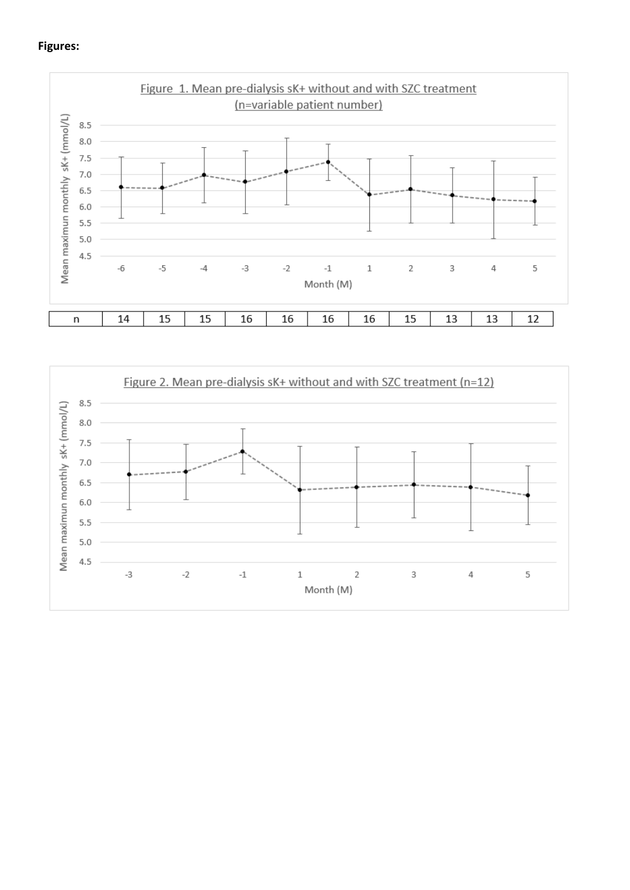**Figures:**

Figure 1. Mean pre-dialysis sK+ without and with SZC treatment (n=variable patient number)

Mean maximun monthly sK+ (mmol/L)

8.5
8.0
7.5
7.0
6.5
6.0
5.5
5.0
4.5

-6 -5 -4 -3 -2 -1 1 2 3 4 5

Month (M)

| | | | | | | | | | | | |
|---|---|---|---|---|---|---|---|---|---|---|---|
| n | 14 | 15 | 15 | 16 | 16 | 16 | 16 | 15 | 13 | 13 | 12 |

Figure 2. Mean pre-dialysis sK+ without and with SZC treatment (n=12)

Mean maximun monthly sK+ (mmol/L)

8.5
8.0
7.5
7.0
6.5
6.0
5.5
5.0
4.5

-3 -2 -1 1 2 3 4 5

Month (M)